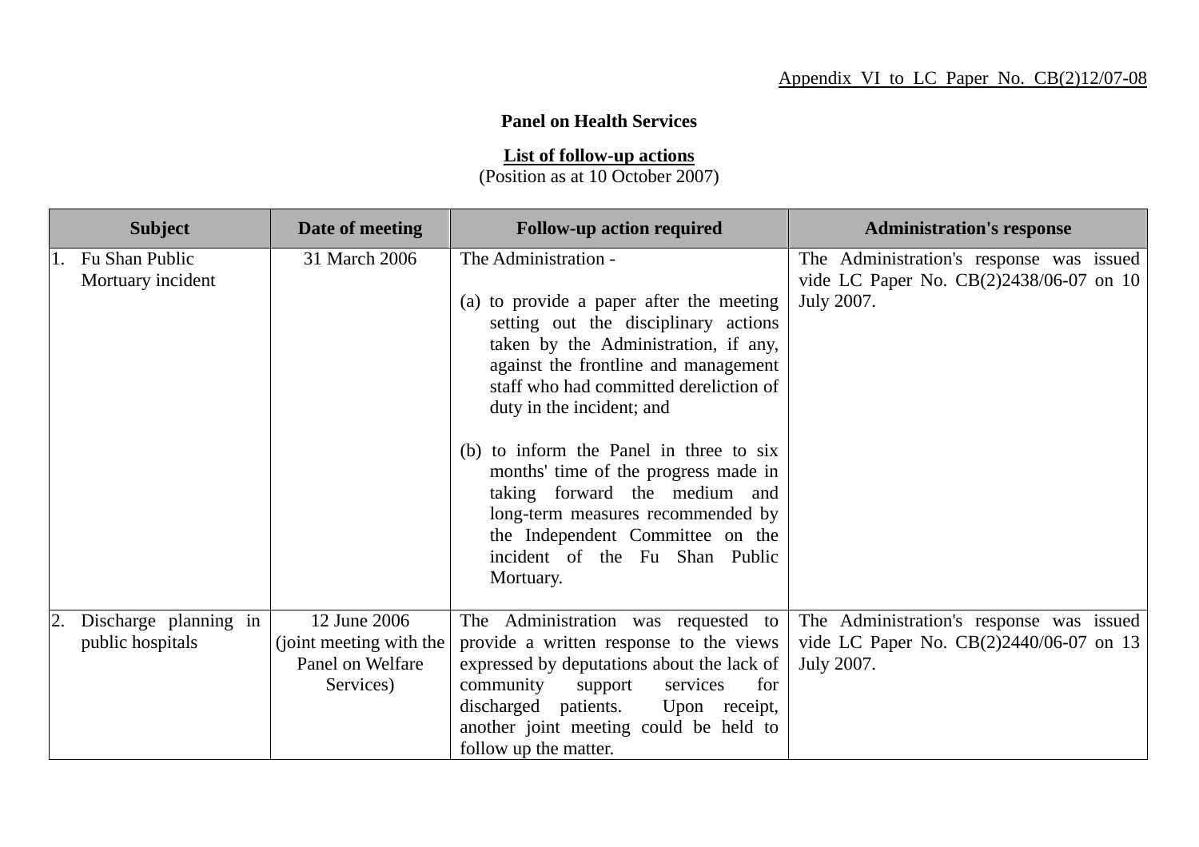Appendix VI to LC Paper No. CB(2)12/07-08

**Panel on Health Services**

**List of follow-up actions**

(Position as at 10 October 2007)

| Subject | Date of meeting | Follow-up action required | Administration's response |
|---|---|---|---|
| 1. Fu Shan Public Mortuary incident | 31 March 2006 | The Administration - <br><br> (a) to provide a paper after the meeting setting out the disciplinary actions taken by the Administration, if any, against the frontline and management staff who had committed dereliction of duty in the incident; and <br><br> (b) to inform the Panel in three to six months' time of the progress made in taking forward the medium and long-term measures recommended by the Independent Committee on the incident of the Fu Shan Public Mortuary. | The Administration's response was issued vide LC Paper No. CB(2)2438/06-07 on 10 July 2007. |
| 2. Discharge planning in public hospitals | 12 June 2006 (joint meeting with the Panel on Welfare Services) | The Administration was requested to provide a written response to the views expressed by deputations about the lack of community support services for discharged patients. Upon receipt, another joint meeting could be held to follow up the matter. | The Administration's response was issued vide LC Paper No. CB(2)2440/06-07 on 13 July 2007. |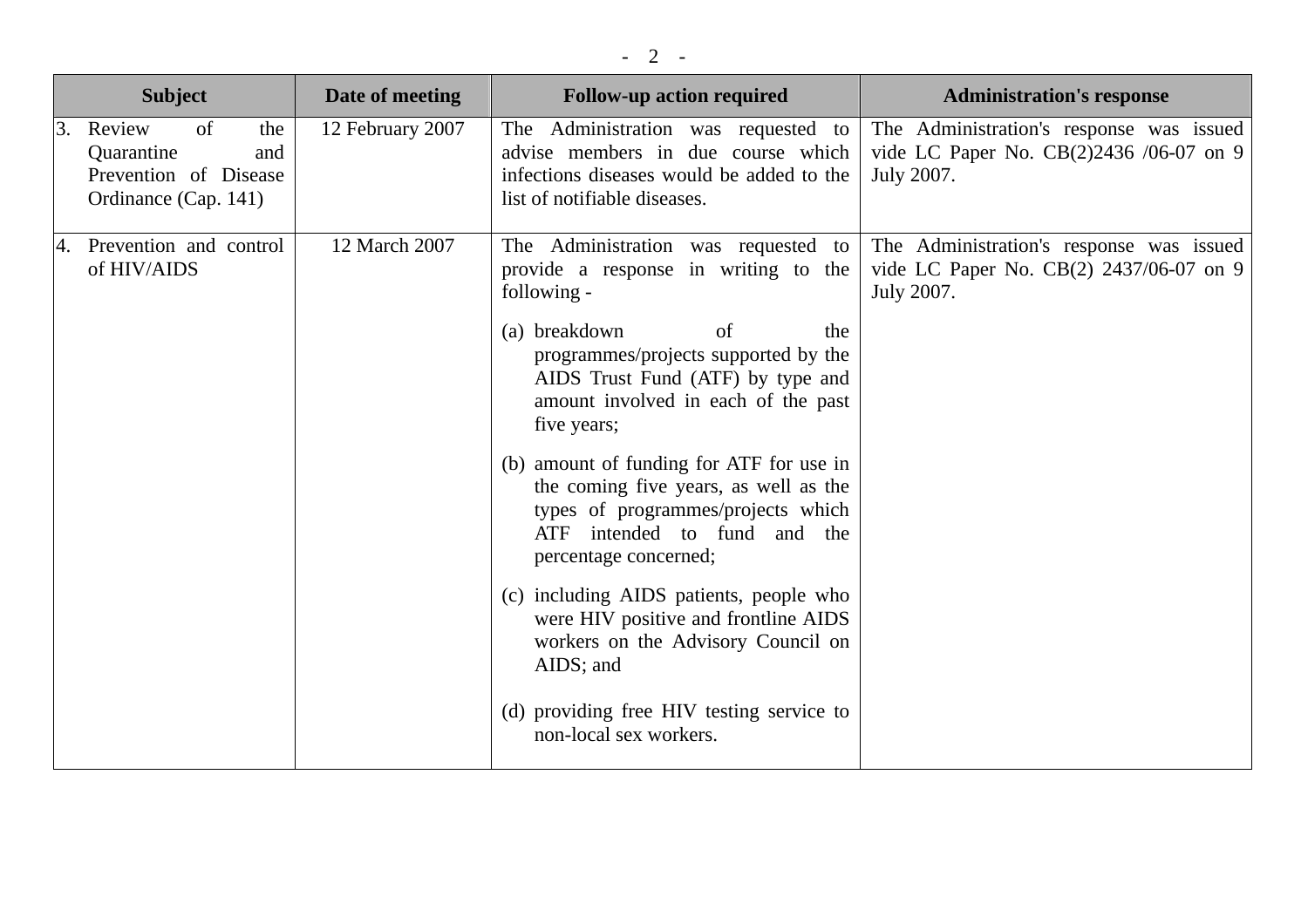| Subject | Date of meeting | Follow-up action required | Administration's response |
|---|---|---|---|
| 3. Review of the Quarantine and Prevention of Disease Ordinance (Cap. 141) | 12 February 2007 | The Administration was requested to advise members in due course which infections diseases would be added to the list of notifiable diseases. | The Administration's response was issued vide LC Paper No. CB(2)2436 /06-07 on 9 July 2007. |
| 4. Prevention and control of HIV/AIDS | 12 March 2007 | The Administration was requested to provide a response in writing to the following -<br><br>(a) breakdown of the programmes/projects supported by the AIDS Trust Fund (ATF) by type and amount involved in each of the past five years;<br><br>(b) amount of funding for ATF for use in the coming five years, as well as the types of programmes/projects which ATF intended to fund and the percentage concerned;<br><br>(c) including AIDS patients, people who were HIV positive and frontline AIDS workers on the Advisory Council on AIDS; and<br><br>(d) providing free HIV testing service to non-local sex workers. | The Administration's response was issued vide LC Paper No. CB(2) 2437/06-07 on 9 July 2007. |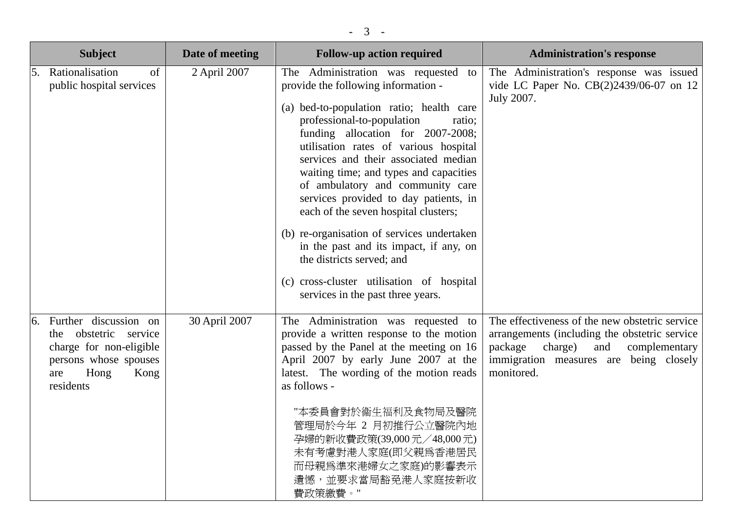| Subject | Date of meeting | Follow-up action required | Administration's response |
|---|---|---|---|
| 5. Rationalisation of public hospital services | 2 April 2007 | The Administration was requested to provide the following information - <br><br>(a) bed-to-population ratio; health care professional-to-population ratio; funding allocation for 2007-2008; utilisation rates of various hospital services and their associated median waiting time; and types and capacities of ambulatory and community care services provided to day patients, in each of the seven hospital clusters; <br><br>(b) re-organisation of services undertaken in the past and its impact, if any, on the districts served; and <br><br>(c) cross-cluster utilisation of hospital services in the past three years. | The Administration's response was issued vide LC Paper No. CB(2)2439/06-07 on 12 July 2007. |
| 6. Further discussion on the obstetric service charge for non-eligible persons whose spouses are Hong Kong residents | 30 April 2007 | The Administration was requested to provide a written response to the motion passed by the Panel at the meeting on 16 April 2007 by early June 2007 at the latest. The wording of the motion reads as follows - <br><br>"本委員會對於衞生福利及食物局及醫院管理局於今年 2 月初推行公立醫院內地孕婦的新收費政策(39,000元／48,000元)未有考慮對港人家庭(即父親爲香港居民而母親爲準來港婦女之家庭)的影響表示遺憾，並要求當局豁免港人家庭按新收費政策繳費。" | The effectiveness of the new obstetric service arrangements (including the obstetric service package charge) and complementary immigration measures are being closely monitored. |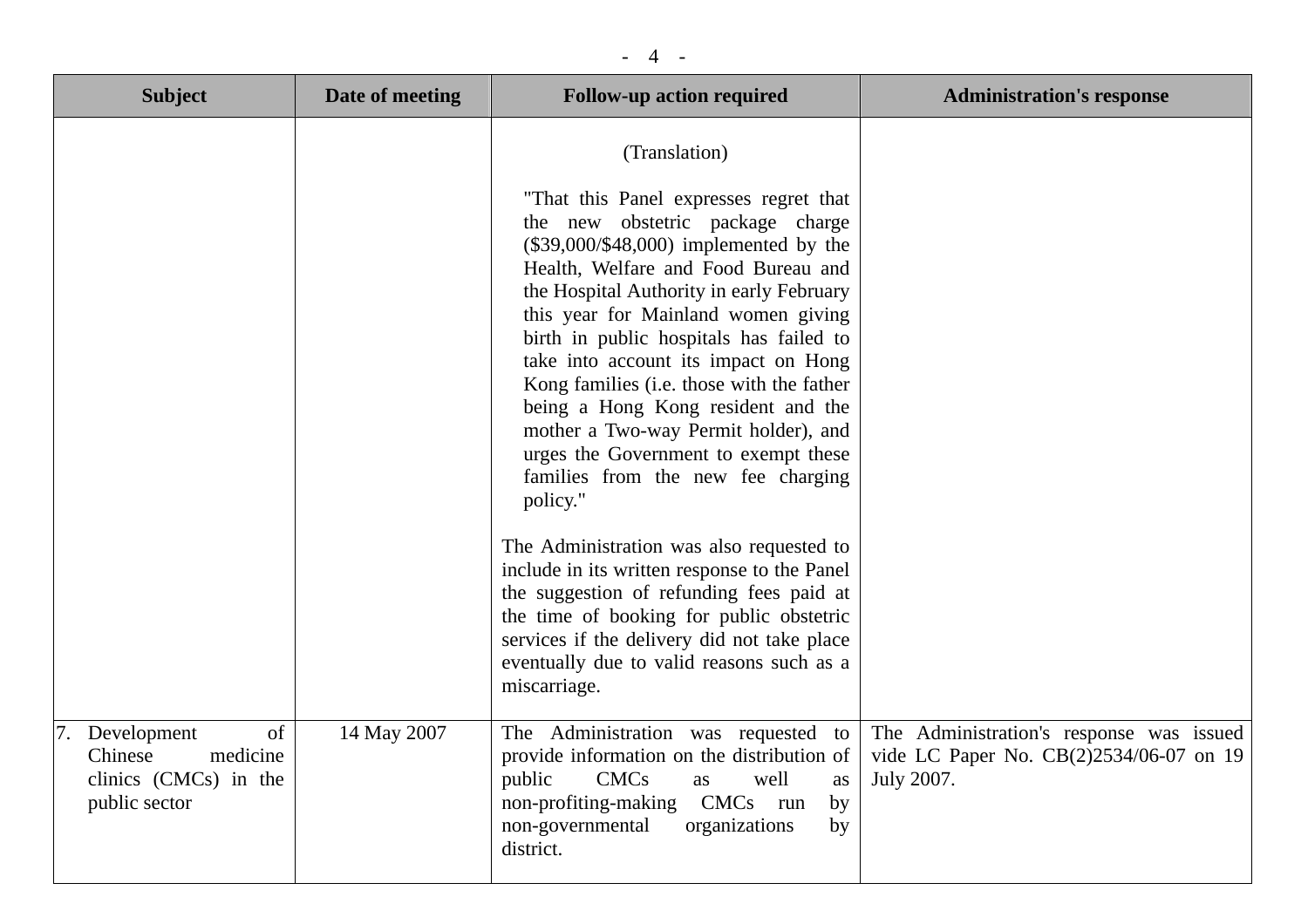| Subject | Date of meeting | Follow-up action required | Administration's response |
|---|---|---|---|
| | | (Translation)<br><br>"That this Panel expresses regret that the new obstetric package charge ($39,000/$48,000) implemented by the Health, Welfare and Food Bureau and the Hospital Authority in early February this year for Mainland women giving birth in public hospitals has failed to take into account its impact on Hong Kong families (i.e. those with the father being a Hong Kong resident and the mother a Two-way Permit holder), and urges the Government to exempt these families from the new fee charging policy."<br><br>The Administration was also requested to include in its written response to the Panel the suggestion of refunding fees paid at the time of booking for public obstetric services if the delivery did not take place eventually due to valid reasons such as a miscarriage. | |
| 7. Development of Chinese medicine clinics (CMCs) in the public sector | 14 May 2007 | The Administration was requested to provide information on the distribution of public CMCs as well as non-profiting-making CMCs run by non-governmental organizations by district. | The Administration's response was issued vide LC Paper No. CB(2)2534/06-07 on 19 July 2007. |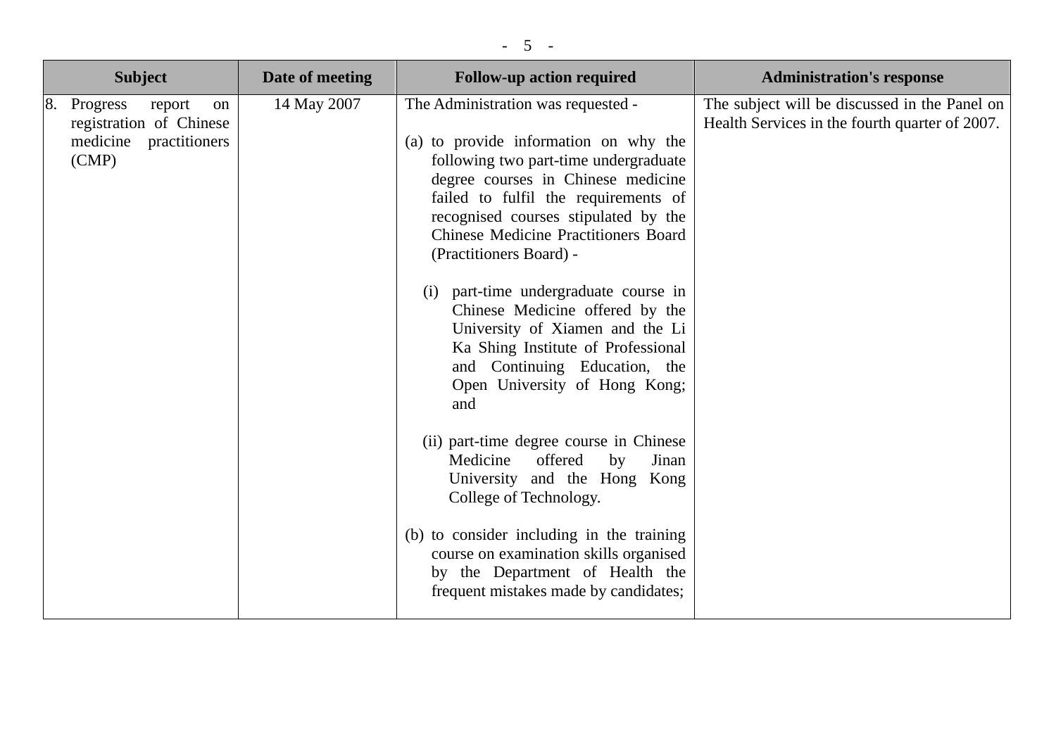| Subject | Date of meeting | Follow-up action required | Administration's response |
| --- | --- | --- | --- |
| 8. Progress report on registration of Chinese medicine practitioners (CMP) | 14 May 2007 | The Administration was requested -<br><br>(a) to provide information on why the following two part-time undergraduate degree courses in Chinese medicine failed to fulfil the requirements of recognised courses stipulated by the Chinese Medicine Practitioners Board (Practitioners Board) -<br><br>(i) part-time undergraduate course in Chinese Medicine offered by the University of Xiamen and the Li Ka Shing Institute of Professional and Continuing Education, the Open University of Hong Kong; and<br><br>(ii) part-time degree course in Chinese Medicine offered by Jinan University and the Hong Kong College of Technology.<br><br>(b) to consider including in the training course on examination skills organised by the Department of Health the frequent mistakes made by candidates; | The subject will be discussed in the Panel on Health Services in the fourth quarter of 2007. |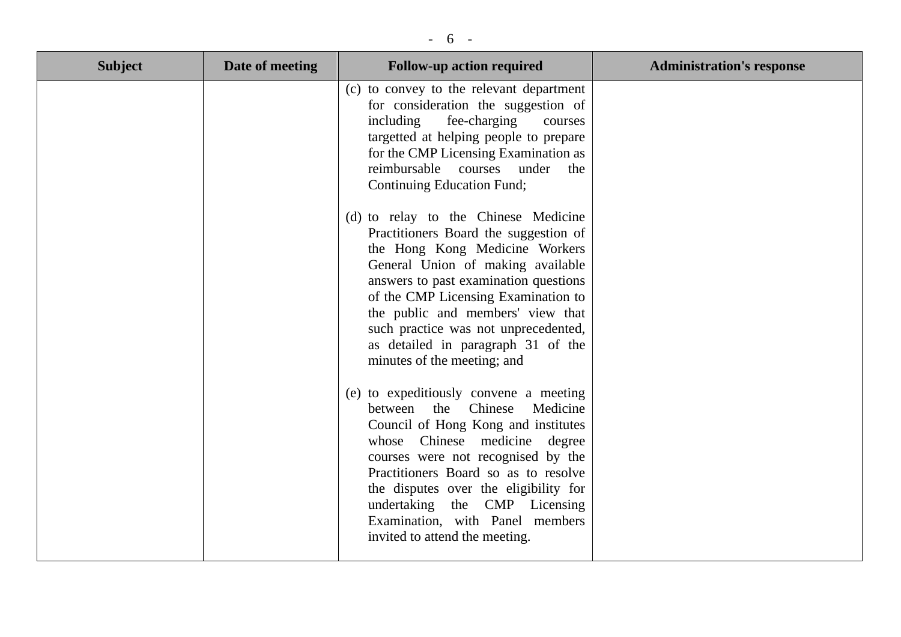| Subject | Date of meeting | Follow-up action required | Administration's response |
|---|---|---|---|
| | | (c) to convey to the relevant department for consideration the suggestion of including fee-charging courses targetted at helping people to prepare for the CMP Licensing Examination as reimbursable courses under the Continuing Education Fund;<br><br>(d) to relay to the Chinese Medicine Practitioners Board the suggestion of the Hong Kong Medicine Workers General Union of making available answers to past examination questions of the CMP Licensing Examination to the public and members' view that such practice was not unprecedented, as detailed in paragraph 31 of the minutes of the meeting; and<br><br>(e) to expeditiously convene a meeting between the Chinese Medicine Council of Hong Kong and institutes whose Chinese medicine degree courses were not recognised by the Practitioners Board so as to resolve the disputes over the eligibility for undertaking the CMP Licensing Examination, with Panel members invited to attend the meeting. | |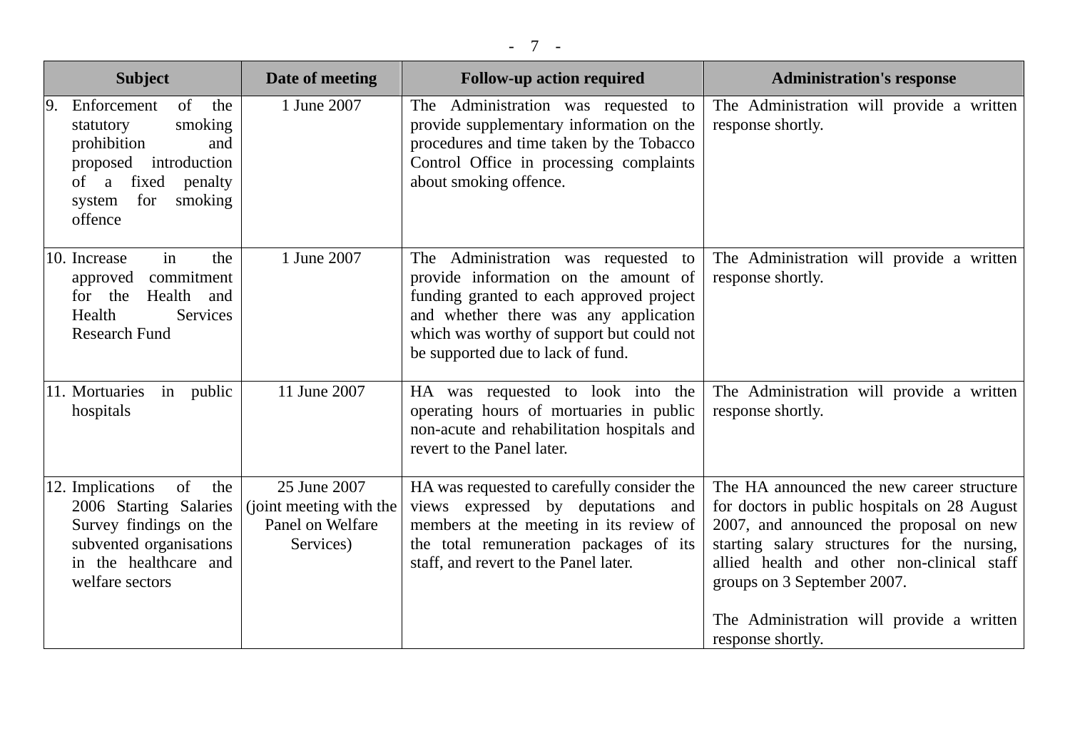| Subject | Date of meeting | Follow-up action required | Administration's response |
|---|---|---|---|
| 9. Enforcement of the statutory smoking prohibition and proposed introduction of a fixed penalty system for smoking offence | 1 June 2007 | The Administration was requested to provide supplementary information on the procedures and time taken by the Tobacco Control Office in processing complaints about smoking offence. | The Administration will provide a written response shortly. |
| 10. Increase in the approved commitment for the Health and Health Services Research Fund | 1 June 2007 | The Administration was requested to provide information on the amount of funding granted to each approved project and whether there was any application which was worthy of support but could not be supported due to lack of fund. | The Administration will provide a written response shortly. |
| 11. Mortuaries in public hospitals | 11 June 2007 | HA was requested to look into the operating hours of mortuaries in public non-acute and rehabilitation hospitals and revert to the Panel later. | The Administration will provide a written response shortly. |
| 12. Implications of the 2006 Starting Salaries Survey findings on the subvented organisations in the healthcare and welfare sectors | 25 June 2007 (joint meeting with the Panel on Welfare Services) | HA was requested to carefully consider the views expressed by deputations and members at the meeting in its review of the total remuneration packages of its staff, and revert to the Panel later. | The HA announced the new career structure for doctors in public hospitals on 28 August 2007, and announced the proposal on new starting salary structures for the nursing, allied health and other non-clinical staff groups on 3 September 2007.<br><br>The Administration will provide a written response shortly. |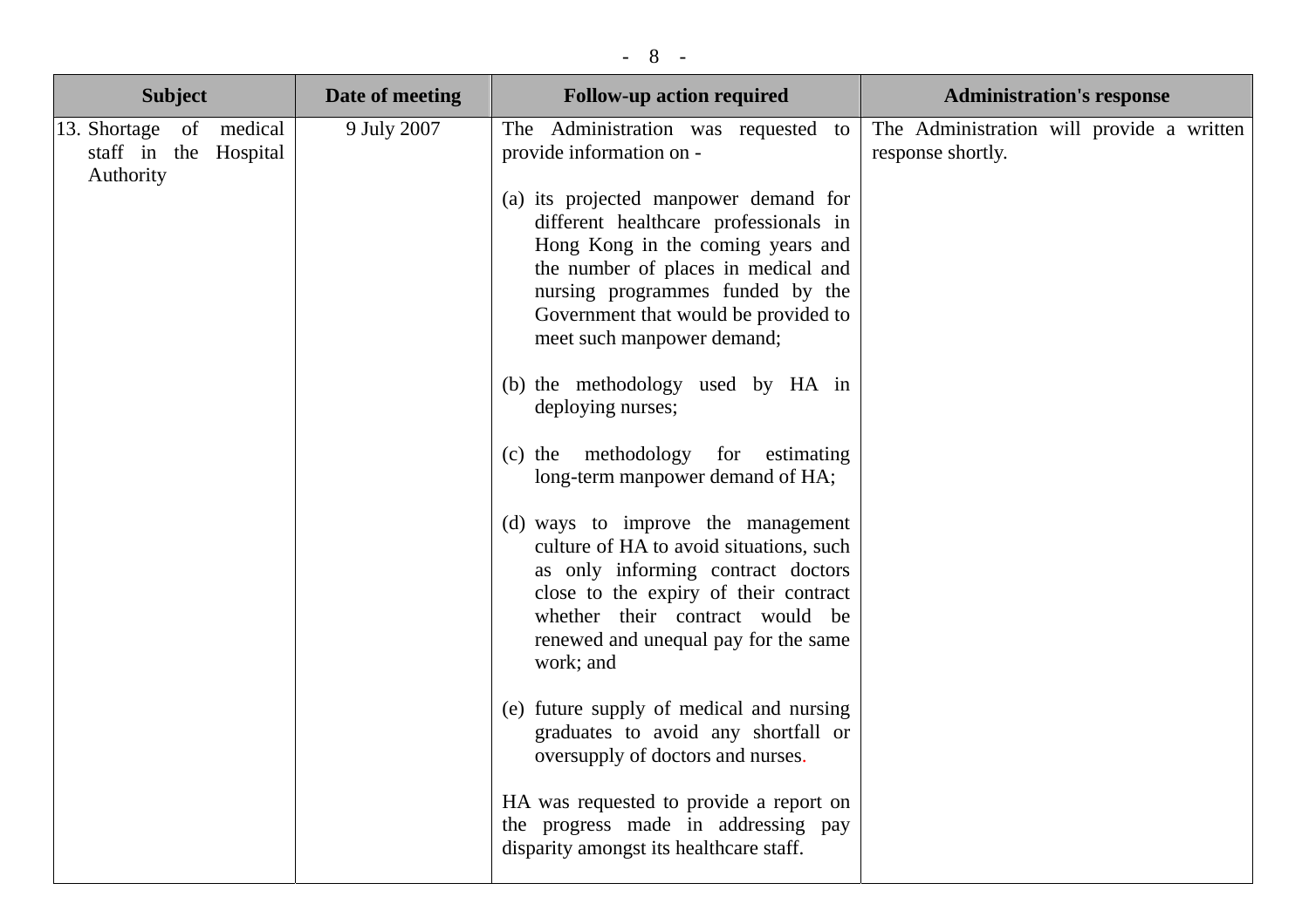| Subject | Date of meeting | Follow-up action required | Administration's response |
| --- | --- | --- | --- |
| 13. Shortage of medical staff in the Hospital Authority | 9 July 2007 | The Administration was requested to provide information on -<br><br>(a) its projected manpower demand for different healthcare professionals in Hong Kong in the coming years and the number of places in medical and nursing programmes funded by the Government that would be provided to meet such manpower demand;<br><br>(b) the methodology used by HA in deploying nurses;<br><br>(c) the methodology for estimating long-term manpower demand of HA;<br><br>(d) ways to improve the management culture of HA to avoid situations, such as only informing contract doctors close to the expiry of their contract whether their contract would be renewed and unequal pay for the same work; and<br><br>(e) future supply of medical and nursing graduates to avoid any shortfall or oversupply of doctors and nurses.<br><br>HA was requested to provide a report on the progress made in addressing pay disparity amongst its healthcare staff. | The Administration will provide a written response shortly. |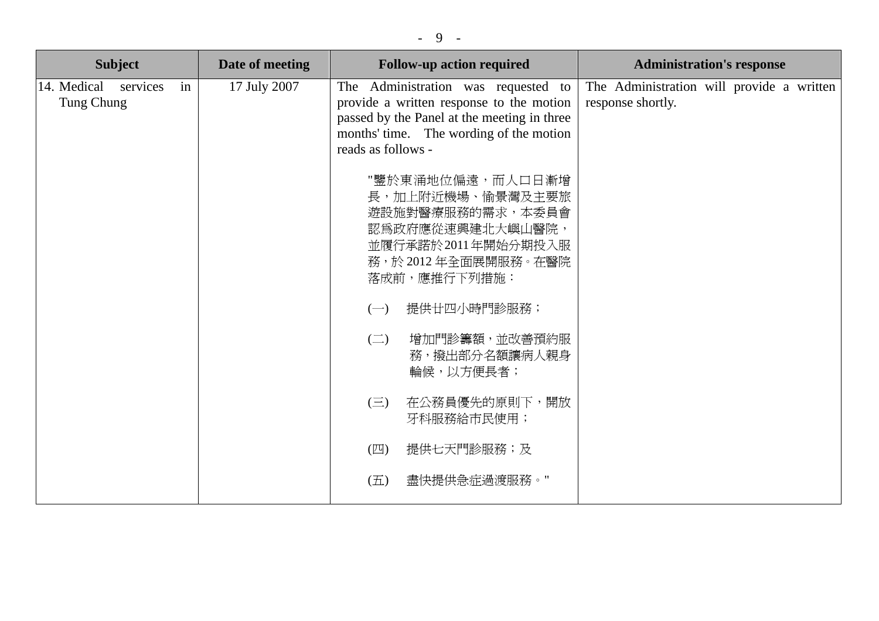| Subject | Date of meeting | Follow-up action required | Administration's response |
|---|---|---|---|
| 14. Medical services in Tung Chung | 17 July 2007 | The Administration was requested to provide a written response to the motion passed by the Panel at the meeting in three months' time. The wording of the motion reads as follows - <br><br> "鑒於東涌地位偏遠，而人口日漸增長，加上附近機場、愉景灣及主要旅遊設施對醫療服務的需求，本委員會認爲政府應從速興建北大嶼山醫院，並履行承諾於2011年開始分期投入服務，於 2012 年全面展開服務。在醫院落成前，應推行下列措施： <br><br> (一) 提供廿四小時門診服務； <br><br> (二) 增加門診籌額，並改善預約服務，撥出部分名額讓病人親身輪候，以方便長者； <br><br> (三) 在公務員優先的原則下，開放牙科服務給市民使用； <br><br> (四) 提供七天門診服務；及 <br><br> (五) 盡快提供急症過渡服務。" | The Administration will provide a written response shortly. |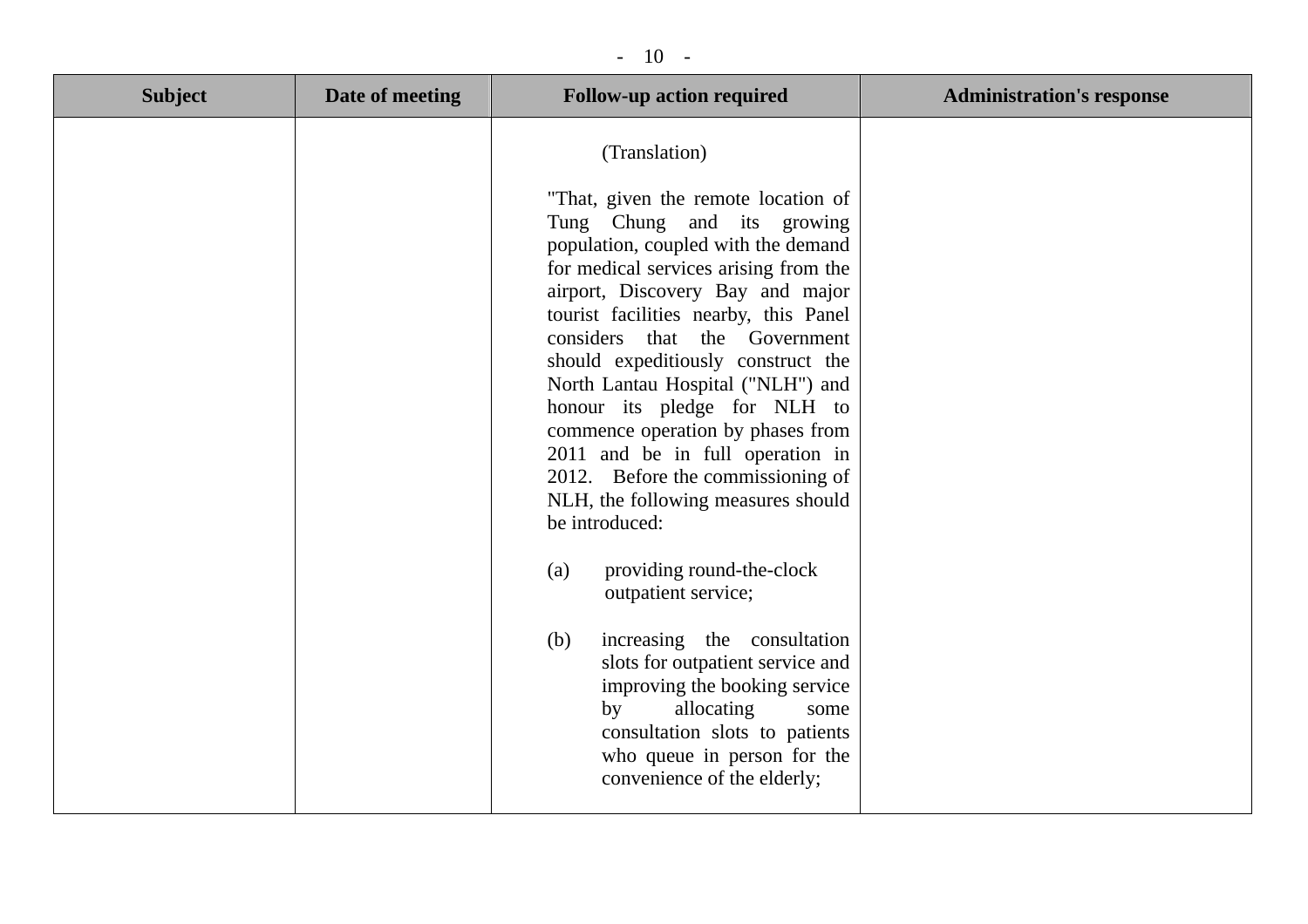| Subject | Date of meeting | Follow-up action required | Administration's response |
|---|---|---|---|
| | | (Translation)<br><br>"That, given the remote location of Tung Chung and its growing population, coupled with the demand for medical services arising from the airport, Discovery Bay and major tourist facilities nearby, this Panel considers that the Government should expeditiously construct the North Lantau Hospital ("NLH") and honour its pledge for NLH to commence operation by phases from 2011 and be in full operation in 2012. Before the commissioning of NLH, the following measures should be introduced:<br><br>(a) providing round-the-clock outpatient service;<br><br>(b) increasing the consultation slots for outpatient service and improving the booking service by allocating some consultation slots to patients who queue in person for the convenience of the elderly; | |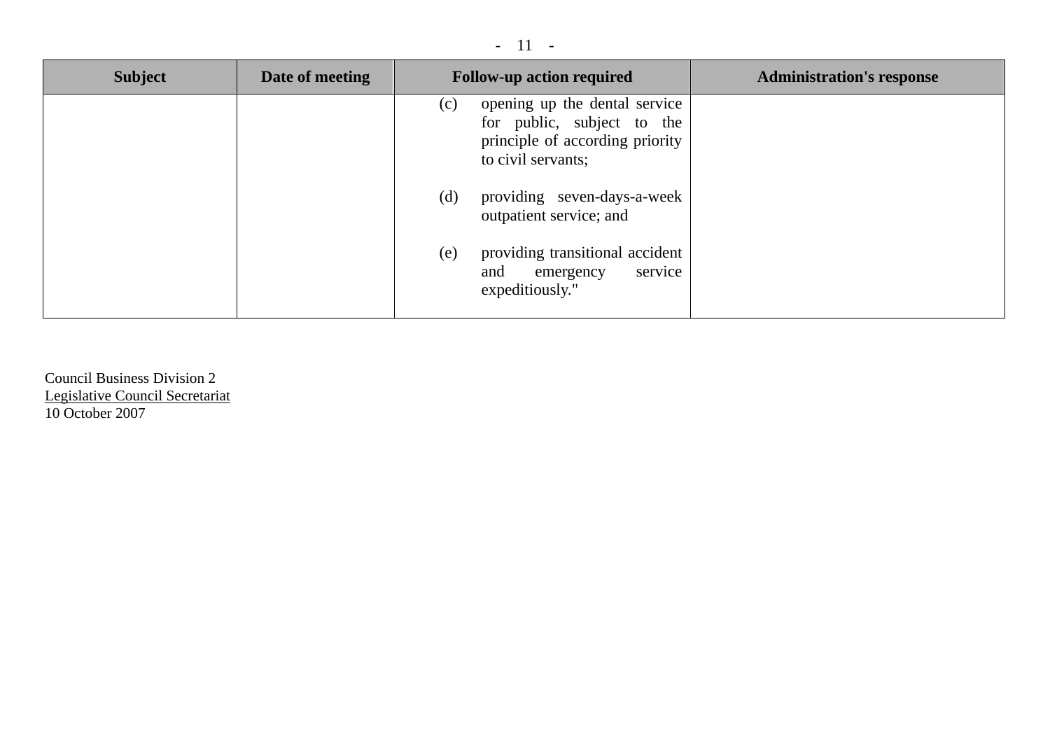| Subject | Date of meeting | Follow-up action required | Administration's response |
|---|---|---|---|
| | | (c) opening up the dental service for public, subject to the principle of according priority to civil servants;<br><br>(d) providing seven-days-a-week outpatient service; and<br><br>(e) providing transitional accident and emergency service expeditiously." | |

Council Business Division 2
Legislative Council Secretariat
10 October 2007